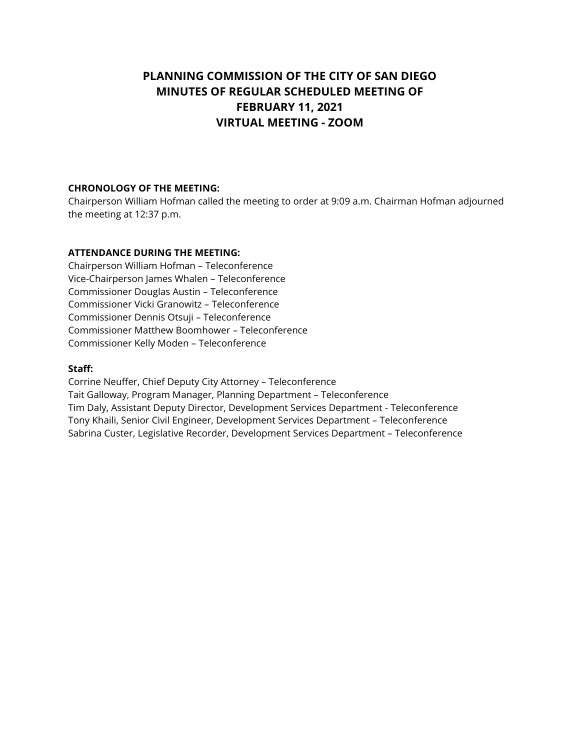# PLANNING COMMISSION OF THE CITY OF SAN DIEGO
# MINUTES OF REGULAR SCHEDULED MEETING OF
# FEBRUARY 11, 2021
# VIRTUAL MEETING - ZOOM

**CHRONOLOGY OF THE MEETING:**
Chairperson William Hofman called the meeting to order at 9:09 a.m. Chairman Hofman adjourned the meeting at 12:37 p.m.

**ATTENDANCE DURING THE MEETING:**
Chairperson William Hofman – Teleconference
Vice-Chairperson James Whalen – Teleconference
Commissioner Douglas Austin – Teleconference
Commissioner Vicki Granowitz – Teleconference
Commissioner Dennis Otsuji – Teleconference
Commissioner Matthew Boomhower – Teleconference
Commissioner Kelly Moden – Teleconference

**Staff:**
Corrine Neuffer, Chief Deputy City Attorney – Teleconference
Tait Galloway, Program Manager, Planning Department – Teleconference
Tim Daly, Assistant Deputy Director, Development Services Department - Teleconference
Tony Khaili, Senior Civil Engineer, Development Services Department – Teleconference
Sabrina Custer, Legislative Recorder, Development Services Department – Teleconference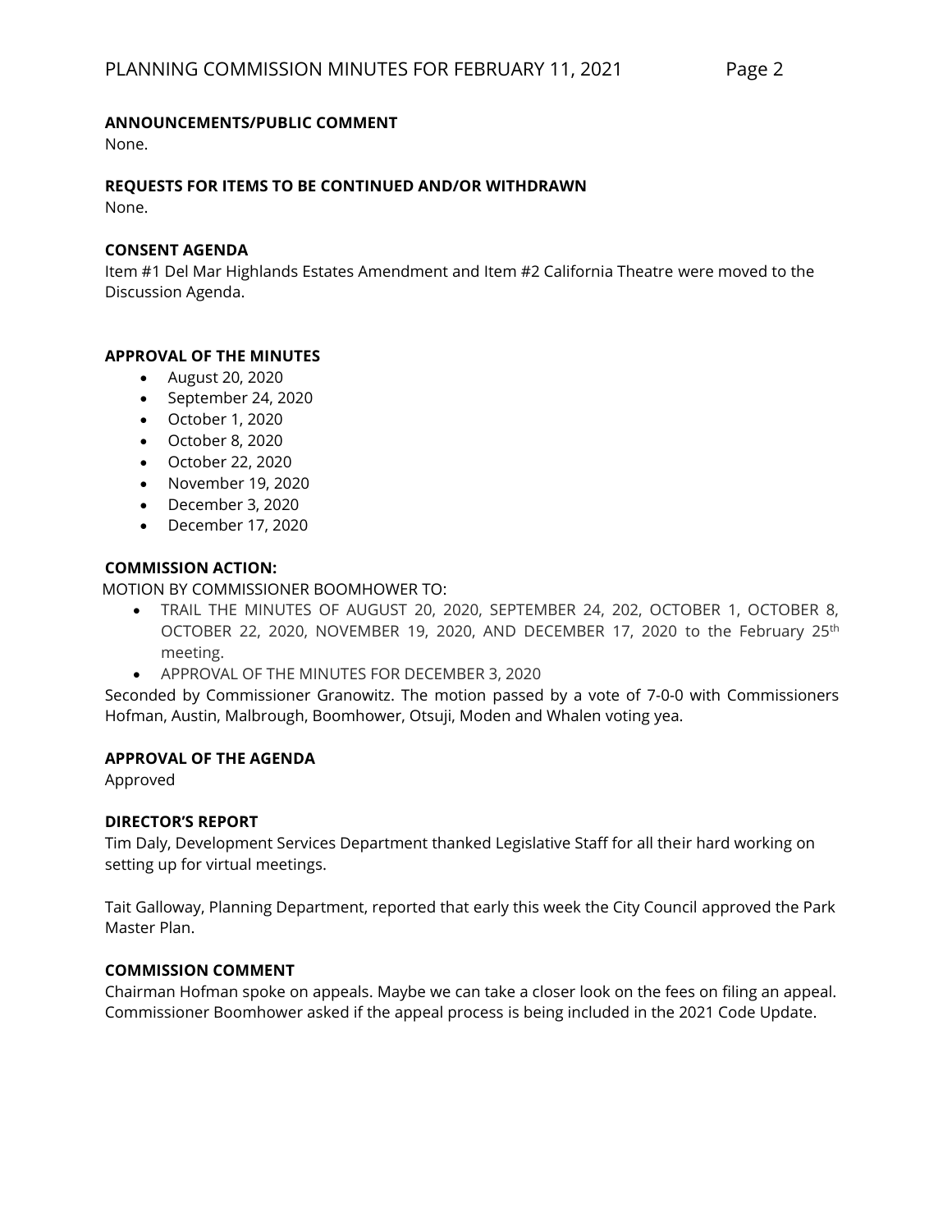**ANNOUNCEMENTS/PUBLIC COMMENT**

None.

**REQUESTS FOR ITEMS TO BE CONTINUED AND/OR WITHDRAWN**

None.

**CONSENT AGENDA**

Item #1 Del Mar Highlands Estates Amendment and Item #2 California Theatre were moved to the Discussion Agenda.

**APPROVAL OF THE MINUTES**

- August 20, 2020
- September 24, 2020
- October 1, 2020
- October 8, 2020
- October 22, 2020
- November 19, 2020
- December 3, 2020
- December 17, 2020

**COMMISSION ACTION:**

MOTION BY COMMISSIONER BOOMHOWER TO:

- TRAIL THE MINUTES OF AUGUST 20, 2020, SEPTEMBER 24, 202, OCTOBER 1, OCTOBER 8, OCTOBER 22, 2020, NOVEMBER 19, 2020, AND DECEMBER 17, 2020 to the February 25th meeting.
- APPROVAL OF THE MINUTES FOR DECEMBER 3, 2020

Seconded by Commissioner Granowitz. The motion passed by a vote of 7-0-0 with Commissioners Hofman, Austin, Malbrough, Boomhower, Otsuji, Moden and Whalen voting yea.

**APPROVAL OF THE AGENDA**

Approved

**DIRECTOR'S REPORT**

Tim Daly, Development Services Department thanked Legislative Staff for all their hard working on setting up for virtual meetings.

Tait Galloway, Planning Department, reported that early this week the City Council approved the Park Master Plan.

**COMMISSION COMMENT**

Chairman Hofman spoke on appeals. Maybe we can take a closer look on the fees on filing an appeal. Commissioner Boomhower asked if the appeal process is being included in the 2021 Code Update.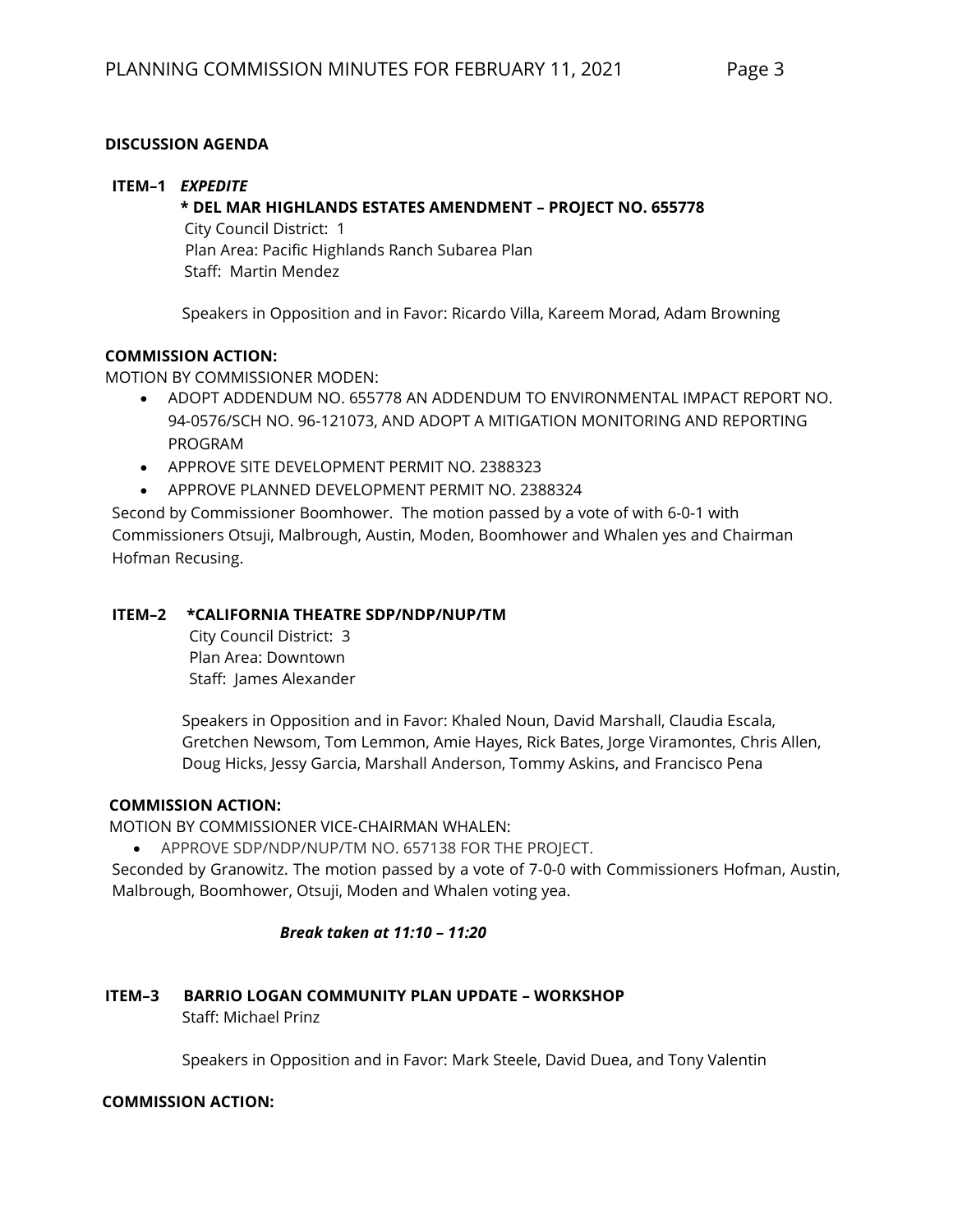## DISCUSSION AGENDA

**ITEM–1** ***EXPEDITE***

**\* DEL MAR HIGHLANDS ESTATES AMENDMENT – PROJECT NO. 655778**
City Council District: 1
Plan Area: Pacific Highlands Ranch Subarea Plan
Staff: Martin Mendez

Speakers in Opposition and in Favor: Ricardo Villa, Kareem Morad, Adam Browning

**COMMISSION ACTION:**

MOTION BY COMMISSIONER MODEN:

- ADOPT ADDENDUM NO. 655778 AN ADDENDUM TO ENVIRONMENTAL IMPACT REPORT NO. 94-0576/SCH NO. 96-121073, AND ADOPT A MITIGATION MONITORING AND REPORTING PROGRAM
- APPROVE SITE DEVELOPMENT PERMIT NO. 2388323
- APPROVE PLANNED DEVELOPMENT PERMIT NO. 2388324

Second by Commissioner Boomhower. The motion passed by a vote of with 6-0-1 with Commissioners Otsuji, Malbrough, Austin, Moden, Boomhower and Whalen yes and Chairman Hofman Recusing.

**ITEM–2** **\*CALIFORNIA THEATRE SDP/NDP/NUP/TM**
City Council District: 3
Plan Area: Downtown
Staff: James Alexander

Speakers in Opposition and in Favor: Khaled Noun, David Marshall, Claudia Escala, Gretchen Newsom, Tom Lemmon, Amie Hayes, Rick Bates, Jorge Viramontes, Chris Allen, Doug Hicks, Jessy Garcia, Marshall Anderson, Tommy Askins, and Francisco Pena

**COMMISSION ACTION:**

MOTION BY COMMISSIONER VICE-CHAIRMAN WHALEN:

- APPROVE SDP/NDP/NUP/TM NO. 657138 FOR THE PROJECT.

Seconded by Granowitz. The motion passed by a vote of 7-0-0 with Commissioners Hofman, Austin, Malbrough, Boomhower, Otsuji, Moden and Whalen voting yea.

***Break taken at 11:10 – 11:20***

**ITEM–3** **BARRIO LOGAN COMMUNITY PLAN UPDATE – WORKSHOP**
Staff: Michael Prinz

Speakers in Opposition and in Favor: Mark Steele, David Duea, and Tony Valentin

**COMMISSION ACTION:**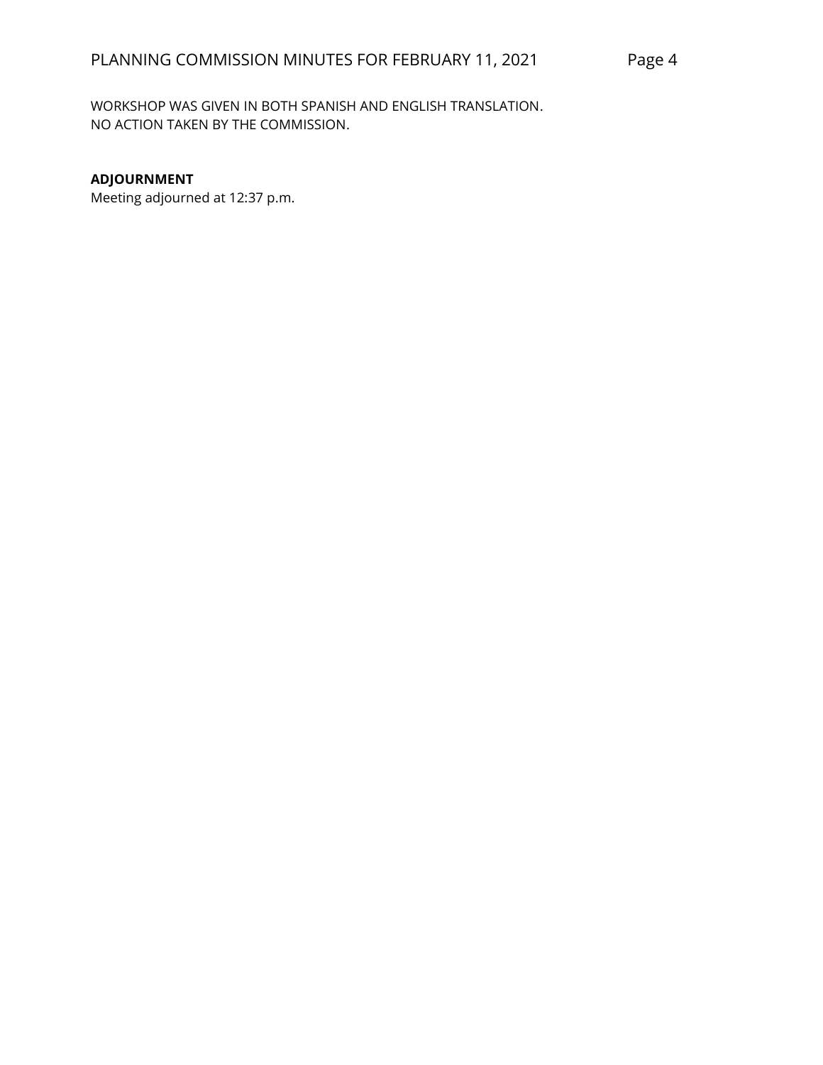WORKSHOP WAS GIVEN IN BOTH SPANISH AND ENGLISH TRANSLATION.
NO ACTION TAKEN BY THE COMMISSION.

**ADJOURNMENT**
Meeting adjourned at 12:37 p.m.